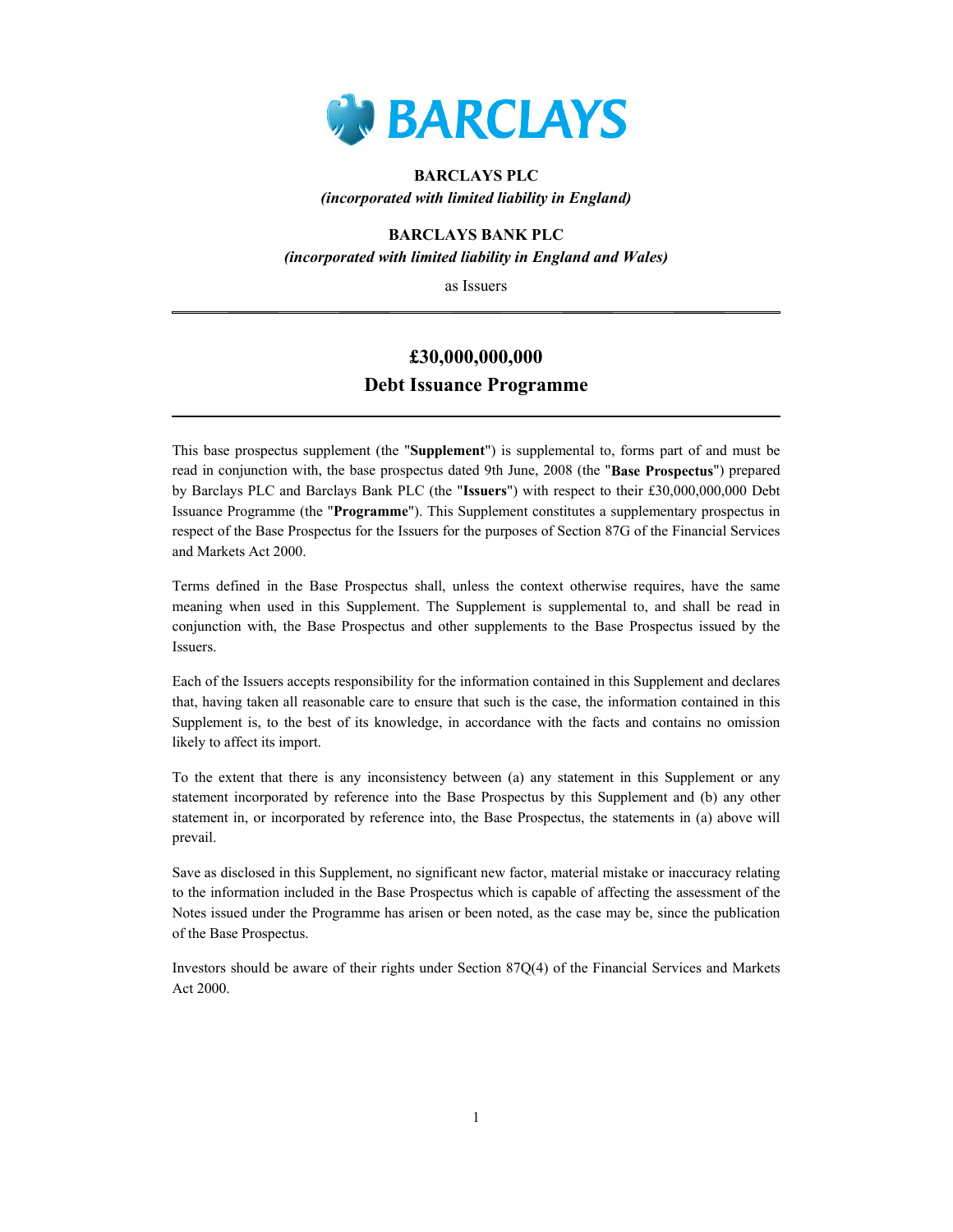# BARCLAYS

**BARCLAYS PLC**
***(incorporated with limited liability in England)***

**BARCLAYS BANK PLC**
***(incorporated with limited liability in England and Wales)***

as Issuers

---

## £30,000,000,000
## Debt Issuance Programme

---

This base prospectus supplement (the "**Supplement**") is supplemental to, forms part of and must be read in conjunction with, the base prospectus dated 9th June, 2008 (the "**Base Prospectus**") prepared by Barclays PLC and Barclays Bank PLC (the "**Issuers**") with respect to their £30,000,000,000 Debt Issuance Programme (the "**Programme**"). This Supplement constitutes a supplementary prospectus in respect of the Base Prospectus for the Issuers for the purposes of Section 87G of the Financial Services and Markets Act 2000.

Terms defined in the Base Prospectus shall, unless the context otherwise requires, have the same meaning when used in this Supplement. The Supplement is supplemental to, and shall be read in conjunction with, the Base Prospectus and other supplements to the Base Prospectus issued by the Issuers.

Each of the Issuers accepts responsibility for the information contained in this Supplement and declares that, having taken all reasonable care to ensure that such is the case, the information contained in this Supplement is, to the best of its knowledge, in accordance with the facts and contains no omission likely to affect its import.

To the extent that there is any inconsistency between (a) any statement in this Supplement or any statement incorporated by reference into the Base Prospectus by this Supplement and (b) any other statement in, or incorporated by reference into, the Base Prospectus, the statements in (a) above will prevail.

Save as disclosed in this Supplement, no significant new factor, material mistake or inaccuracy relating to the information included in the Base Prospectus which is capable of affecting the assessment of the Notes issued under the Programme has arisen or been noted, as the case may be, since the publication of the Base Prospectus.

Investors should be aware of their rights under Section 87Q(4) of the Financial Services and Markets Act 2000.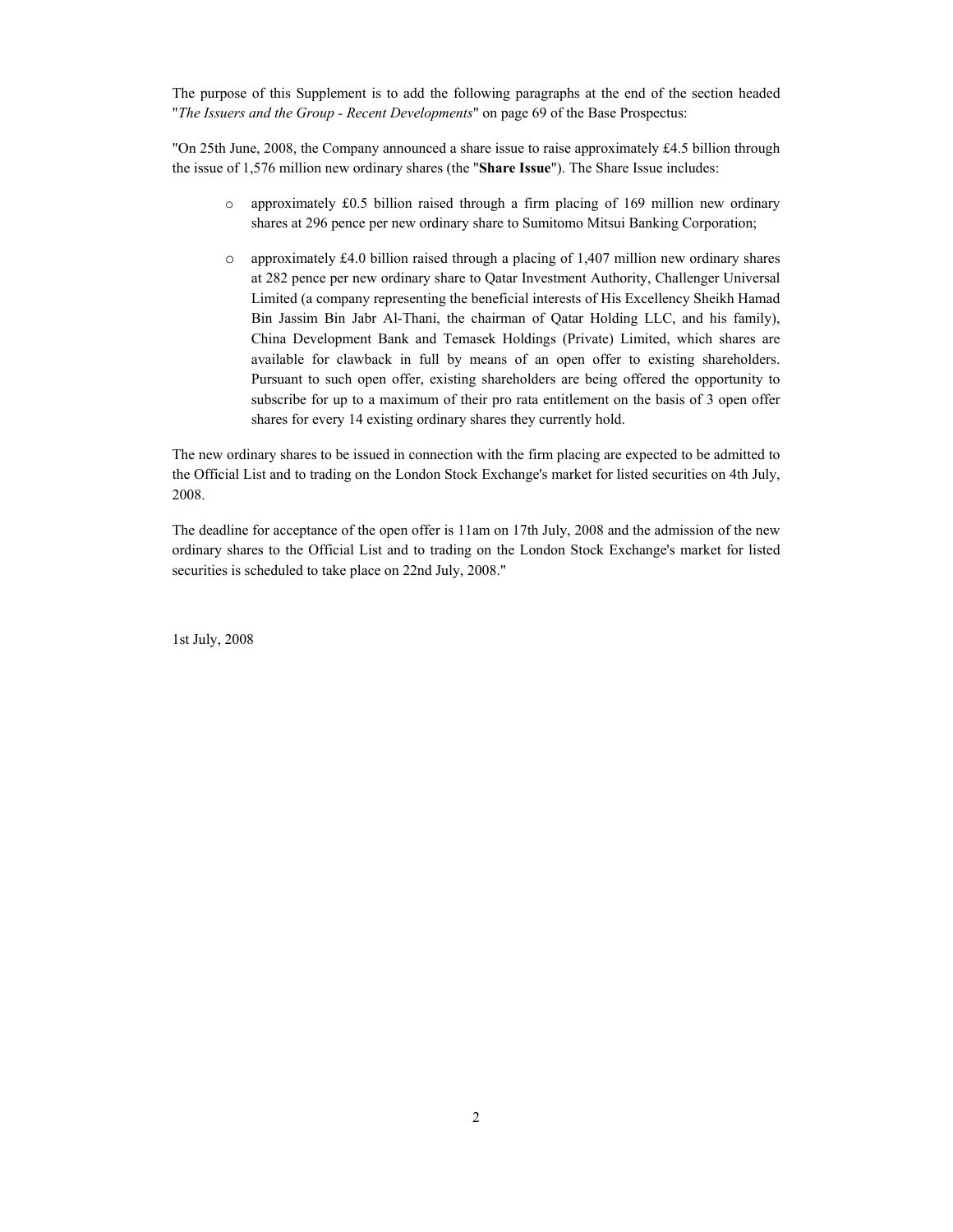The purpose of this Supplement is to add the following paragraphs at the end of the section headed "*The Issuers and the Group - Recent Developments*" on page 69 of the Base Prospectus:

"On 25th June, 2008, the Company announced a share issue to raise approximately £4.5 billion through the issue of 1,576 million new ordinary shares (the "**Share Issue**"). The Share Issue includes:

- approximately £0.5 billion raised through a firm placing of 169 million new ordinary shares at 296 pence per new ordinary share to Sumitomo Mitsui Banking Corporation;
- approximately £4.0 billion raised through a placing of 1,407 million new ordinary shares at 282 pence per new ordinary share to Qatar Investment Authority, Challenger Universal Limited (a company representing the beneficial interests of His Excellency Sheikh Hamad Bin Jassim Bin Jabr Al-Thani, the chairman of Qatar Holding LLC, and his family), China Development Bank and Temasek Holdings (Private) Limited, which shares are available for clawback in full by means of an open offer to existing shareholders. Pursuant to such open offer, existing shareholders are being offered the opportunity to subscribe for up to a maximum of their pro rata entitlement on the basis of 3 open offer shares for every 14 existing ordinary shares they currently hold.

The new ordinary shares to be issued in connection with the firm placing are expected to be admitted to the Official List and to trading on the London Stock Exchange's market for listed securities on 4th July, 2008.

The deadline for acceptance of the open offer is 11am on 17th July, 2008 and the admission of the new ordinary shares to the Official List and to trading on the London Stock Exchange's market for listed securities is scheduled to take place on 22nd July, 2008."

1st July, 2008